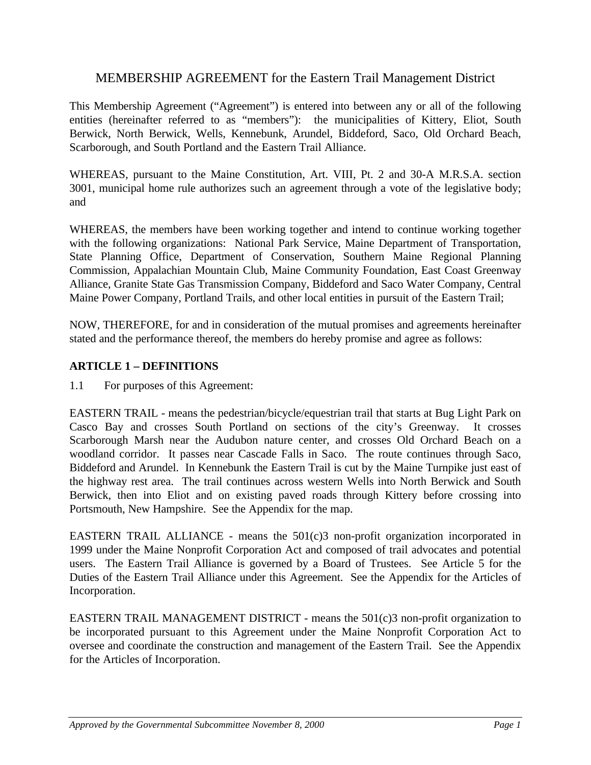# MEMBERSHIP AGREEMENT for the Eastern Trail Management District

This Membership Agreement ("Agreement") is entered into between any or all of the following entities (hereinafter referred to as "members"): the municipalities of Kittery, Eliot, South Berwick, North Berwick, Wells, Kennebunk, Arundel, Biddeford, Saco, Old Orchard Beach, Scarborough, and South Portland and the Eastern Trail Alliance.

WHEREAS, pursuant to the Maine Constitution, Art. VIII, Pt. 2 and 30-A M.R.S.A. section 3001, municipal home rule authorizes such an agreement through a vote of the legislative body; and

WHEREAS, the members have been working together and intend to continue working together with the following organizations: National Park Service, Maine Department of Transportation, State Planning Office, Department of Conservation, Southern Maine Regional Planning Commission, Appalachian Mountain Club, Maine Community Foundation, East Coast Greenway Alliance, Granite State Gas Transmission Company, Biddeford and Saco Water Company, Central Maine Power Company, Portland Trails, and other local entities in pursuit of the Eastern Trail;

NOW, THEREFORE, for and in consideration of the mutual promises and agreements hereinafter stated and the performance thereof, the members do hereby promise and agree as follows:

## ARTICLE 1 – DEFINITIONS

1.1 For purposes of this Agreement:

EASTERN TRAIL - means the pedestrian/bicycle/equestrian trail that starts at Bug Light Park on Casco Bay and crosses South Portland on sections of the city's Greenway. It crosses Scarborough Marsh near the Audubon nature center, and crosses Old Orchard Beach on a woodland corridor. It passes near Cascade Falls in Saco. The route continues through Saco, Biddeford and Arundel. In Kennebunk the Eastern Trail is cut by the Maine Turnpike just east of the highway rest area. The trail continues across western Wells into North Berwick and South Berwick, then into Eliot and on existing paved roads through Kittery before crossing into Portsmouth, New Hampshire. See the Appendix for the map.

EASTERN TRAIL ALLIANCE - means the 501(c)3 non-profit organization incorporated in 1999 under the Maine Nonprofit Corporation Act and composed of trail advocates and potential users. The Eastern Trail Alliance is governed by a Board of Trustees. See Article 5 for the Duties of the Eastern Trail Alliance under this Agreement. See the Appendix for the Articles of Incorporation.

EASTERN TRAIL MANAGEMENT DISTRICT - means the 501(c)3 non-profit organization to be incorporated pursuant to this Agreement under the Maine Nonprofit Corporation Act to oversee and coordinate the construction and management of the Eastern Trail. See the Appendix for the Articles of Incorporation.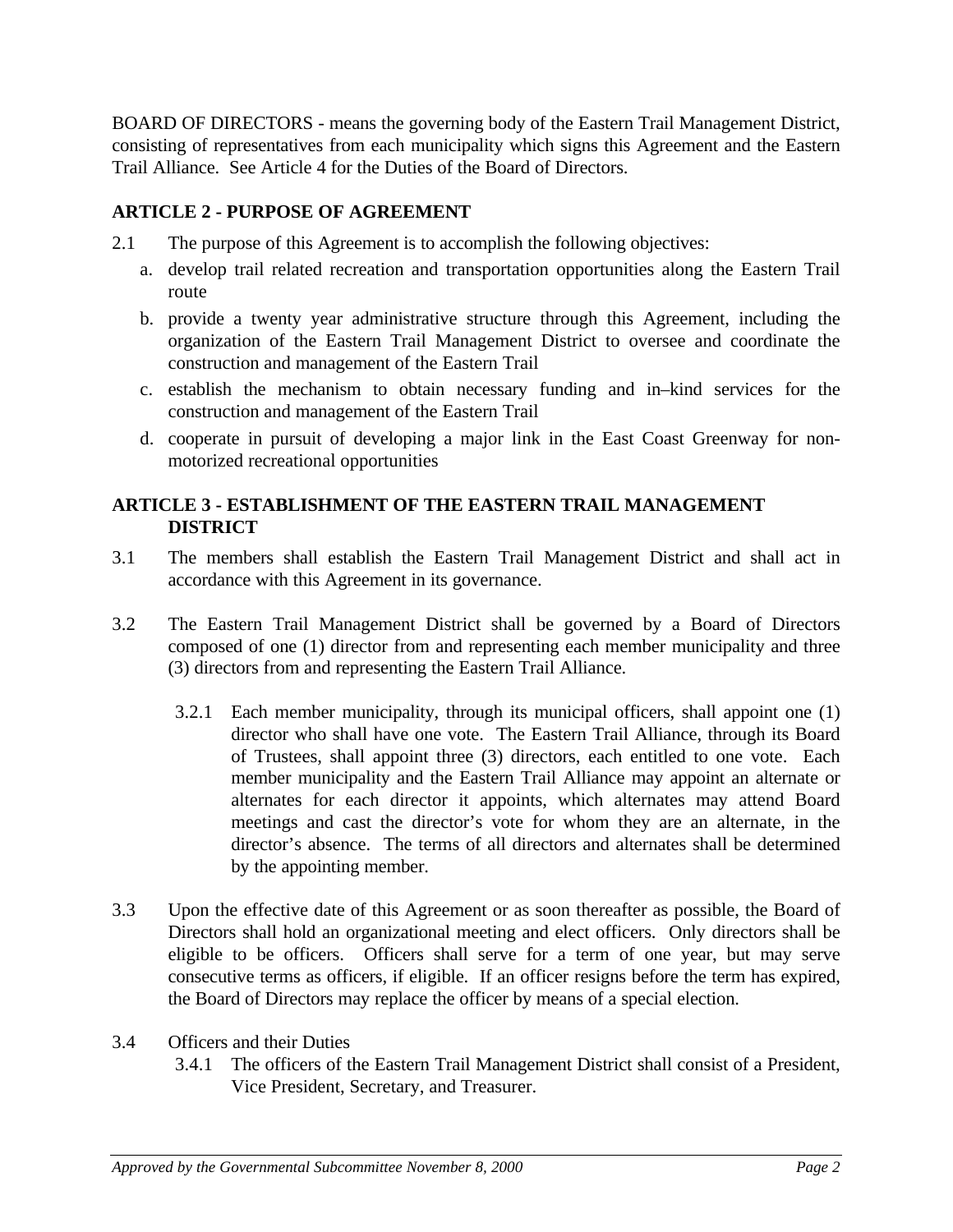BOARD OF DIRECTORS - means the governing body of the Eastern Trail Management District, consisting of representatives from each municipality which signs this Agreement and the Eastern Trail Alliance. See Article 4 for the Duties of the Board of Directors.

## ARTICLE 2 - PURPOSE OF AGREEMENT

2.1 The purpose of this Agreement is to accomplish the following objectives:

a. develop trail related recreation and transportation opportunities along the Eastern Trail route

b. provide a twenty year administrative structure through this Agreement, including the organization of the Eastern Trail Management District to oversee and coordinate the construction and management of the Eastern Trail

c. establish the mechanism to obtain necessary funding and in–kind services for the construction and management of the Eastern Trail

d. cooperate in pursuit of developing a major link in the East Coast Greenway for non-motorized recreational opportunities

## ARTICLE 3 - ESTABLISHMENT OF THE EASTERN TRAIL MANAGEMENT DISTRICT

3.1 The members shall establish the Eastern Trail Management District and shall act in accordance with this Agreement in its governance.

3.2 The Eastern Trail Management District shall be governed by a Board of Directors composed of one (1) director from and representing each member municipality and three (3) directors from and representing the Eastern Trail Alliance.

3.2.1 Each member municipality, through its municipal officers, shall appoint one (1) director who shall have one vote. The Eastern Trail Alliance, through its Board of Trustees, shall appoint three (3) directors, each entitled to one vote. Each member municipality and the Eastern Trail Alliance may appoint an alternate or alternates for each director it appoints, which alternates may attend Board meetings and cast the director's vote for whom they are an alternate, in the director's absence. The terms of all directors and alternates shall be determined by the appointing member.

3.3 Upon the effective date of this Agreement or as soon thereafter as possible, the Board of Directors shall hold an organizational meeting and elect officers. Only directors shall be eligible to be officers. Officers shall serve for a term of one year, but may serve consecutive terms as officers, if eligible. If an officer resigns before the term has expired, the Board of Directors may replace the officer by means of a special election.

3.4 Officers and their Duties

3.4.1 The officers of the Eastern Trail Management District shall consist of a President, Vice President, Secretary, and Treasurer.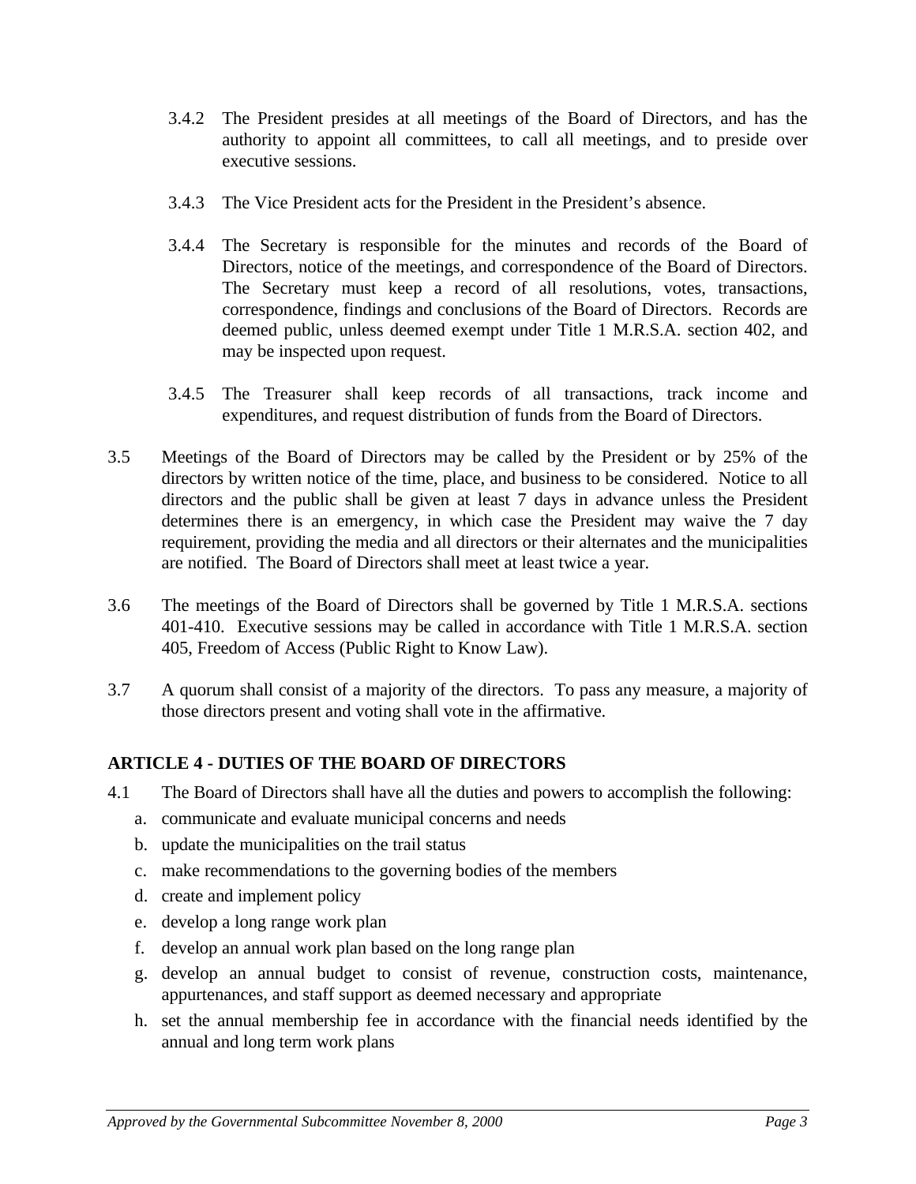3.4.2 The President presides at all meetings of the Board of Directors, and has the authority to appoint all committees, to call all meetings, and to preside over executive sessions.

3.4.3 The Vice President acts for the President in the President's absence.

3.4.4 The Secretary is responsible for the minutes and records of the Board of Directors, notice of the meetings, and correspondence of the Board of Directors. The Secretary must keep a record of all resolutions, votes, transactions, correspondence, findings and conclusions of the Board of Directors. Records are deemed public, unless deemed exempt under Title 1 M.R.S.A. section 402, and may be inspected upon request.

3.4.5 The Treasurer shall keep records of all transactions, track income and expenditures, and request distribution of funds from the Board of Directors.

3.5 Meetings of the Board of Directors may be called by the President or by 25% of the directors by written notice of the time, place, and business to be considered. Notice to all directors and the public shall be given at least 7 days in advance unless the President determines there is an emergency, in which case the President may waive the 7 day requirement, providing the media and all directors or their alternates and the municipalities are notified. The Board of Directors shall meet at least twice a year.

3.6 The meetings of the Board of Directors shall be governed by Title 1 M.R.S.A. sections 401-410. Executive sessions may be called in accordance with Title 1 M.R.S.A. section 405, Freedom of Access (Public Right to Know Law).

3.7 A quorum shall consist of a majority of the directors. To pass any measure, a majority of those directors present and voting shall vote in the affirmative.

## ARTICLE 4 - DUTIES OF THE BOARD OF DIRECTORS

4.1 The Board of Directors shall have all the duties and powers to accomplish the following:

a. communicate and evaluate municipal concerns and needs
b. update the municipalities on the trail status
c. make recommendations to the governing bodies of the members
d. create and implement policy
e. develop a long range work plan
f. develop an annual work plan based on the long range plan
g. develop an annual budget to consist of revenue, construction costs, maintenance, appurtenances, and staff support as deemed necessary and appropriate
h. set the annual membership fee in accordance with the financial needs identified by the annual and long term work plans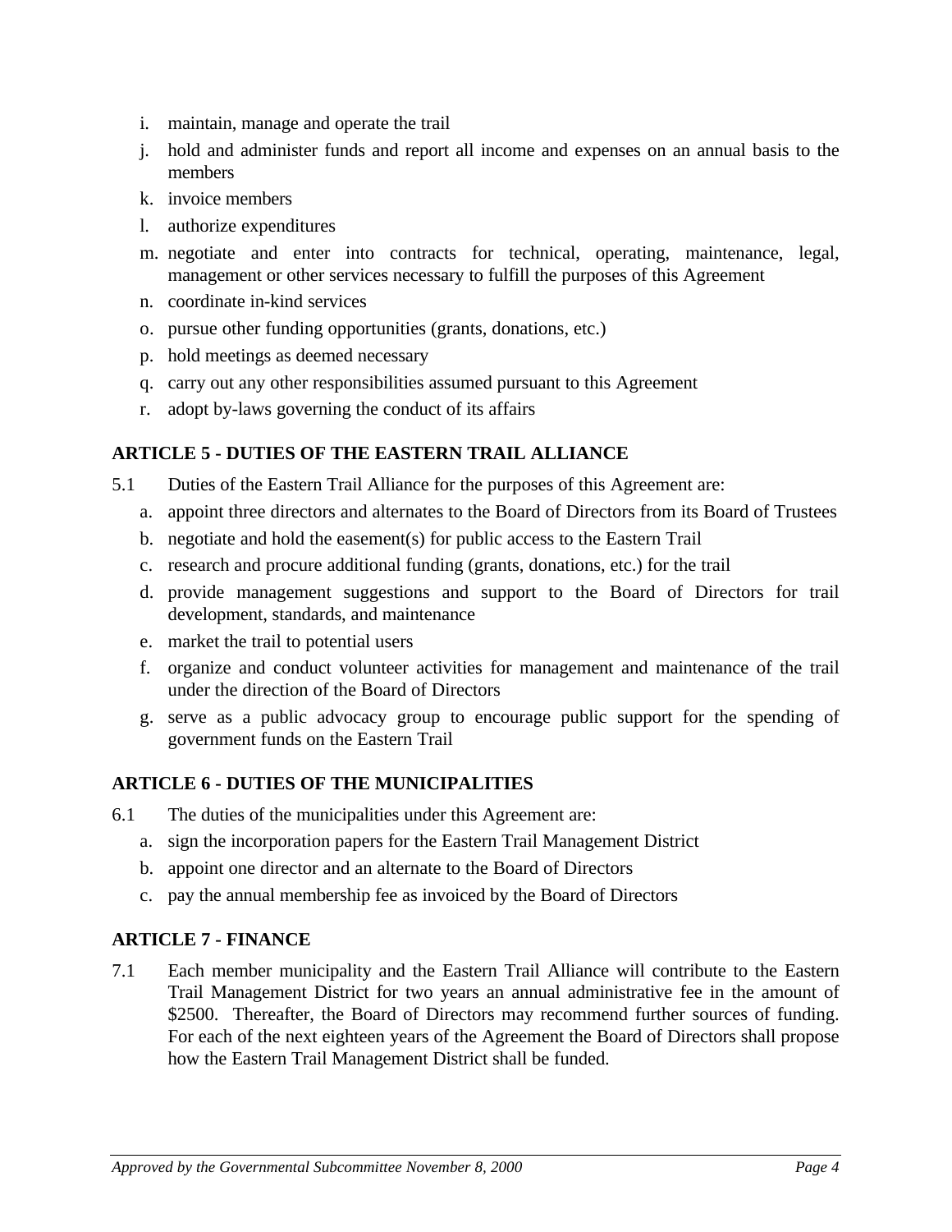i. maintain, manage and operate the trail
j. hold and administer funds and report all income and expenses on an annual basis to the members
k. invoice members
l. authorize expenditures
m. negotiate and enter into contracts for technical, operating, maintenance, legal, management or other services necessary to fulfill the purposes of this Agreement
n. coordinate in-kind services
o. pursue other funding opportunities (grants, donations, etc.)
p. hold meetings as deemed necessary
q. carry out any other responsibilities assumed pursuant to this Agreement
r. adopt by-laws governing the conduct of its affairs

## ARTICLE 5 - DUTIES OF THE EASTERN TRAIL ALLIANCE

5.1 Duties of the Eastern Trail Alliance for the purposes of this Agreement are:

a. appoint three directors and alternates to the Board of Directors from its Board of Trustees
b. negotiate and hold the easement(s) for public access to the Eastern Trail
c. research and procure additional funding (grants, donations, etc.) for the trail
d. provide management suggestions and support to the Board of Directors for trail development, standards, and maintenance
e. market the trail to potential users
f. organize and conduct volunteer activities for management and maintenance of the trail under the direction of the Board of Directors
g. serve as a public advocacy group to encourage public support for the spending of government funds on the Eastern Trail

## ARTICLE 6 - DUTIES OF THE MUNICIPALITIES

6.1 The duties of the municipalities under this Agreement are:

a. sign the incorporation papers for the Eastern Trail Management District
b. appoint one director and an alternate to the Board of Directors
c. pay the annual membership fee as invoiced by the Board of Directors

## ARTICLE 7 - FINANCE

7.1 Each member municipality and the Eastern Trail Alliance will contribute to the Eastern Trail Management District for two years an annual administrative fee in the amount of $2500. Thereafter, the Board of Directors may recommend further sources of funding. For each of the next eighteen years of the Agreement the Board of Directors shall propose how the Eastern Trail Management District shall be funded.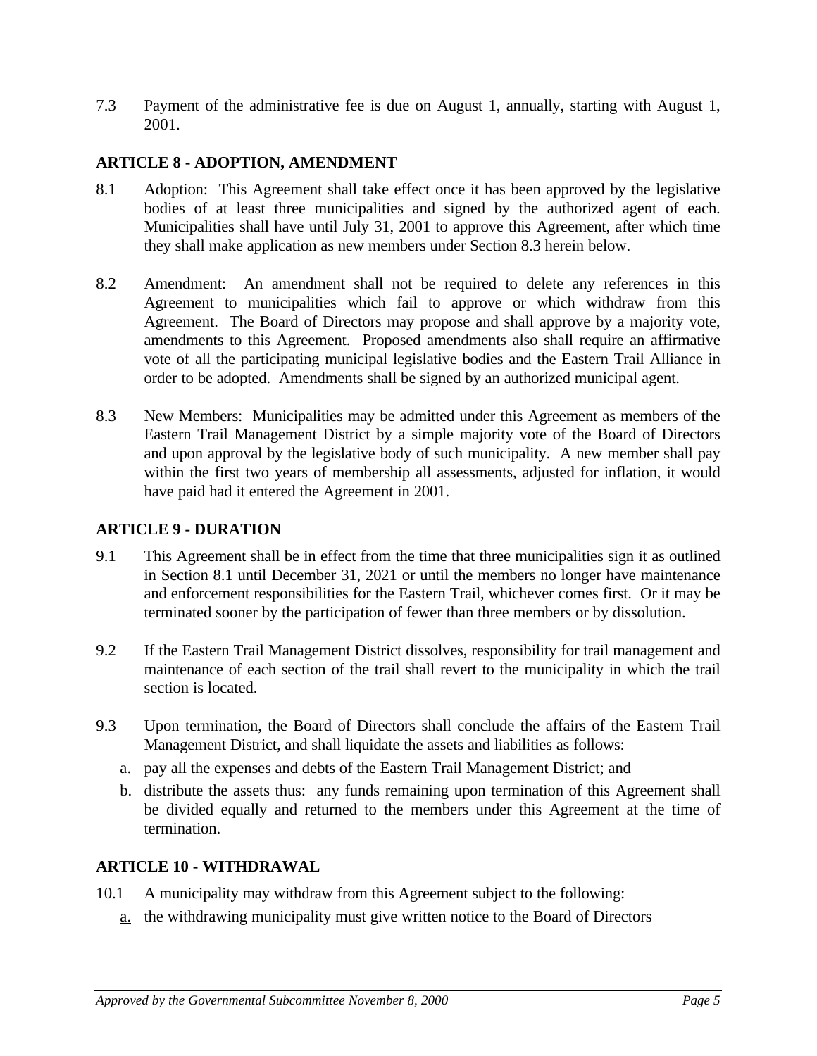7.3 Payment of the administrative fee is due on August 1, annually, starting with August 1, 2001.

**ARTICLE 8 - ADOPTION, AMENDMENT**

8.1 Adoption: This Agreement shall take effect once it has been approved by the legislative bodies of at least three municipalities and signed by the authorized agent of each. Municipalities shall have until July 31, 2001 to approve this Agreement, after which time they shall make application as new members under Section 8.3 herein below.

8.2 Amendment: An amendment shall not be required to delete any references in this Agreement to municipalities which fail to approve or which withdraw from this Agreement. The Board of Directors may propose and shall approve by a majority vote, amendments to this Agreement. Proposed amendments also shall require an affirmative vote of all the participating municipal legislative bodies and the Eastern Trail Alliance in order to be adopted. Amendments shall be signed by an authorized municipal agent.

8.3 New Members: Municipalities may be admitted under this Agreement as members of the Eastern Trail Management District by a simple majority vote of the Board of Directors and upon approval by the legislative body of such municipality. A new member shall pay within the first two years of membership all assessments, adjusted for inflation, it would have paid had it entered the Agreement in 2001.

**ARTICLE 9 - DURATION**

9.1 This Agreement shall be in effect from the time that three municipalities sign it as outlined in Section 8.1 until December 31, 2021 or until the members no longer have maintenance and enforcement responsibilities for the Eastern Trail, whichever comes first. Or it may be terminated sooner by the participation of fewer than three members or by dissolution.

9.2 If the Eastern Trail Management District dissolves, responsibility for trail management and maintenance of each section of the trail shall revert to the municipality in which the trail section is located.

9.3 Upon termination, the Board of Directors shall conclude the affairs of the Eastern Trail Management District, and shall liquidate the assets and liabilities as follows:

a. pay all the expenses and debts of the Eastern Trail Management District; and

b. distribute the assets thus: any funds remaining upon termination of this Agreement shall be divided equally and returned to the members under this Agreement at the time of termination.

**ARTICLE 10 - WITHDRAWAL**

10.1 A municipality may withdraw from this Agreement subject to the following:

a. the withdrawing municipality must give written notice to the Board of Directors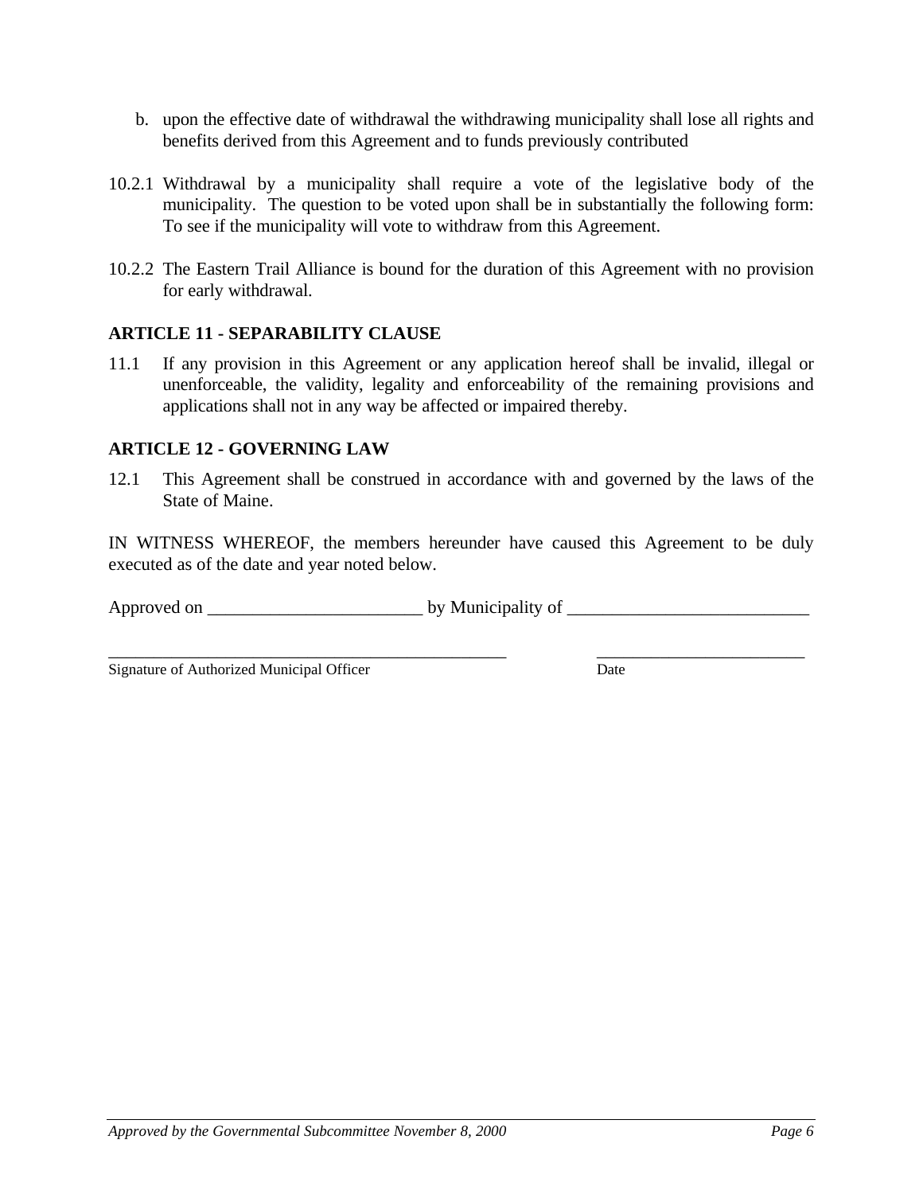b. upon the effective date of withdrawal the withdrawing municipality shall lose all rights and benefits derived from this Agreement and to funds previously contributed

10.2.1 Withdrawal by a municipality shall require a vote of the legislative body of the municipality. The question to be voted upon shall be in substantially the following form: To see if the municipality will vote to withdraw from this Agreement.

10.2.2 The Eastern Trail Alliance is bound for the duration of this Agreement with no provision for early withdrawal.

**ARTICLE 11 - SEPARABILITY CLAUSE**

11.1 If any provision in this Agreement or any application hereof shall be invalid, illegal or unenforceable, the validity, legality and enforceability of the remaining provisions and applications shall not in any way be affected or impaired thereby.

**ARTICLE 12 - GOVERNING LAW**

12.1 This Agreement shall be construed in accordance with and governed by the laws of the State of Maine.

IN WITNESS WHEREOF, the members hereunder have caused this Agreement to be duly executed as of the date and year noted below.

Approved on ________________________ by Municipality of ___________________________

_______________________________________________ ________________________
Signature of Authorized Municipal Officer Date

*Approved by the Governmental Subcommittee November 8, 2000*